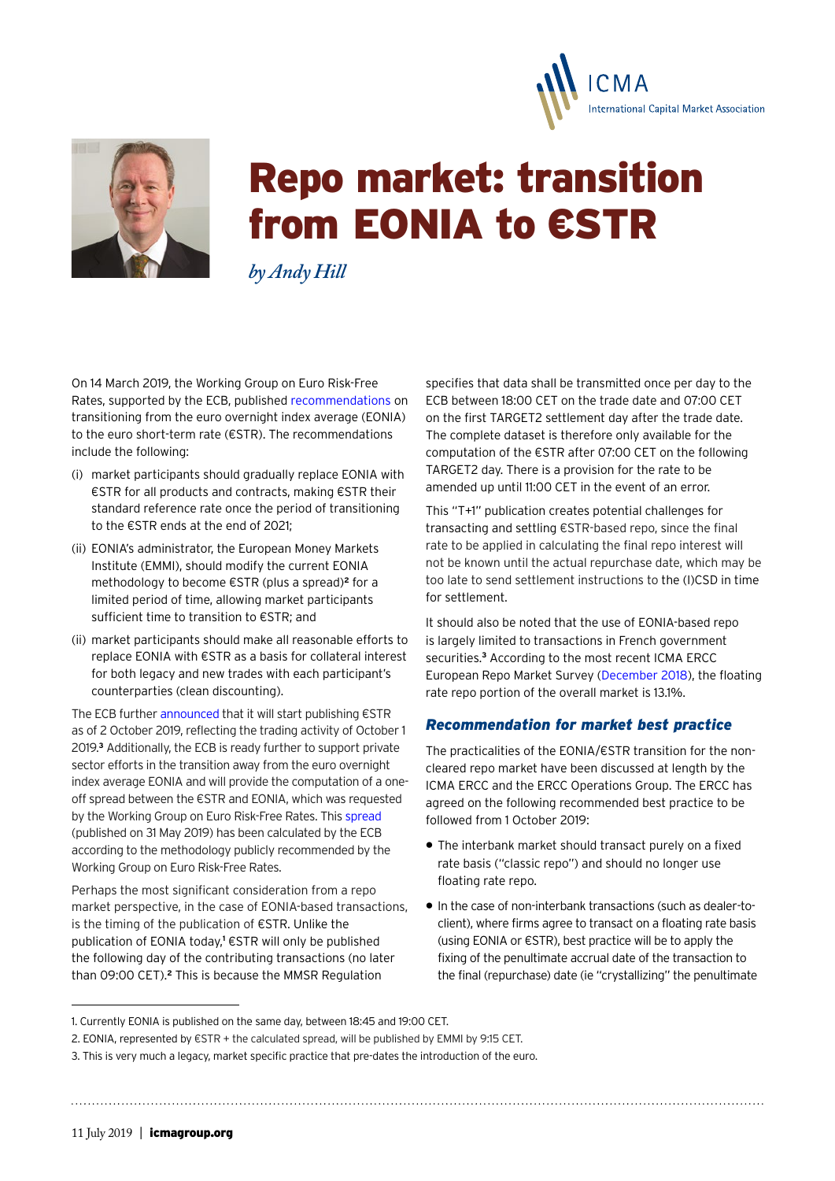# Repo market: transition from EONIA to €STR

*by Andy Hill*

On 14 March 2019, the Working Group on Euro Risk-Free Rates, supported by the ECB, published recommendations on transitioning from the euro overnight index average (EONIA) to the euro short-term rate (€STR). The recommendations include the following:

(i) market participants should gradually replace EONIA with €STR for all products and contracts, making €STR their standard reference rate once the period of transitioning to the €STR ends at the end of 2021;

(ii) EONIA's administrator, the European Money Markets Institute (EMMI), should modify the current EONIA methodology to become €STR (plus a spread)[2] for a limited period of time, allowing market participants sufficient time to transition to €STR; and

(ii) market participants should make all reasonable efforts to replace EONIA with €STR as a basis for collateral interest for both legacy and new trades with each participant's counterparties (clean discounting).

The ECB further announced that it will start publishing €STR as of 2 October 2019, reflecting the trading activity of October 1 2019.[3] Additionally, the ECB is ready further to support private sector efforts in the transition away from the euro overnight index average EONIA and will provide the computation of a one-off spread between the €STR and EONIA, which was requested by the Working Group on Euro Risk-Free Rates. This spread (published on 31 May 2019) has been calculated by the ECB according to the methodology publicly recommended by the Working Group on Euro Risk-Free Rates.

Perhaps the most significant consideration from a repo market perspective, in the case of EONIA-based transactions, is the timing of the publication of €STR. Unlike the publication of EONIA today,[1] €STR will only be published the following day of the contributing transactions (no later than 09:00 CET).[2] This is because the MMSR Regulation specifies that data shall be transmitted once per day to the ECB between 18:00 CET on the trade date and 07:00 CET on the first TARGET2 settlement day after the trade date. The complete dataset is therefore only available for the computation of the €STR after 07:00 CET on the following TARGET2 day. There is a provision for the rate to be amended up until 11:00 CET in the event of an error.

This "T+1" publication creates potential challenges for transacting and settling €STR-based repo, since the final rate to be applied in calculating the final repo interest will not be known until the actual repurchase date, which may be too late to send settlement instructions to the (I)CSD in time for settlement.

It should also be noted that the use of EONIA-based repo is largely limited to transactions in French government securities.[3] According to the most recent ICMA ERCC European Repo Market Survey (December 2018), the floating rate repo portion of the overall market is 13.1%.

### Recommendation for market best practice

The practicalities of the EONIA/€STR transition for the non-cleared repo market have been discussed at length by the ICMA ERCC and the ERCC Operations Group. The ERCC has agreed on the following recommended best practice to be followed from 1 October 2019:

- The interbank market should transact purely on a fixed rate basis ("classic repo") and should no longer use floating rate repo.
- In the case of non-interbank transactions (such as dealer-to-client), where firms agree to transact on a floating rate basis (using EONIA or €STR), best practice will be to apply the fixing of the penultimate accrual date of the transaction to the final (repurchase) date (ie "crystallizing" the penultimate

---

1. Currently EONIA is published on the same day, between 18:45 and 19:00 CET.
2. EONIA, represented by €STR + the calculated spread, will be published by EMMI by 9:15 CET.
3. This is very much a legacy, market specific practice that pre-dates the introduction of the euro.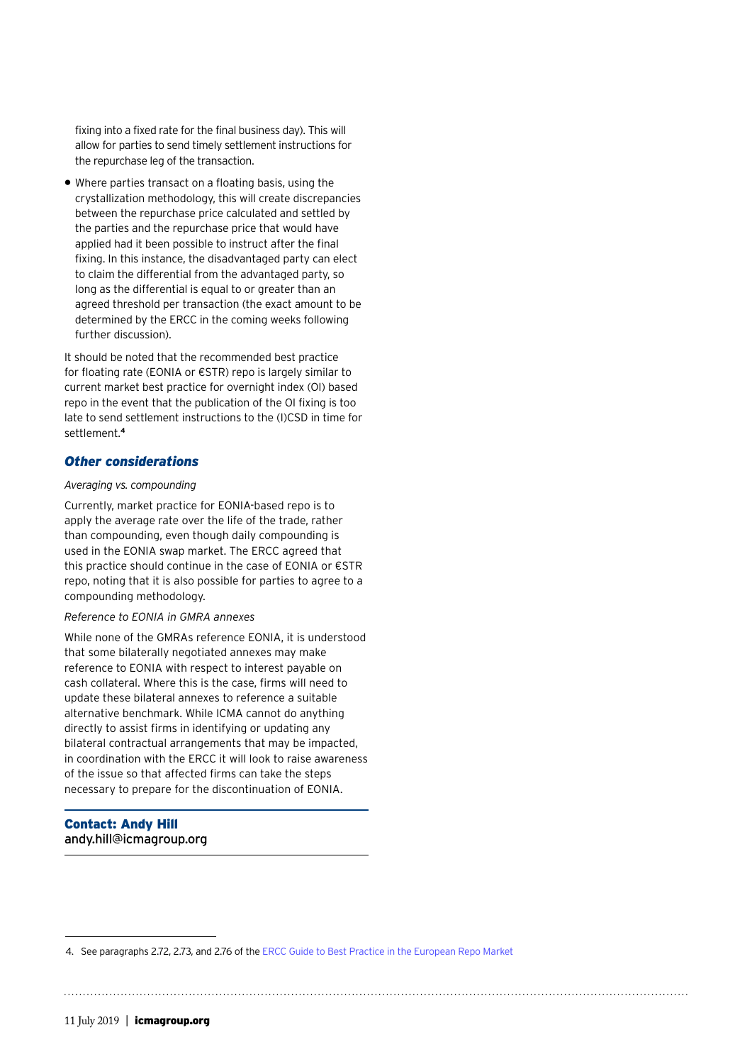fixing into a fixed rate for the final business day). This will allow for parties to send timely settlement instructions for the repurchase leg of the transaction.

- Where parties transact on a floating basis, using the crystallization methodology, this will create discrepancies between the repurchase price calculated and settled by the parties and the repurchase price that would have applied had it been possible to instruct after the final fixing. In this instance, the disadvantaged party can elect to claim the differential from the advantaged party, so long as the differential is equal to or greater than an agreed threshold per transaction (the exact amount to be determined by the ERCC in the coming weeks following further discussion).

It should be noted that the recommended best practice for floating rate (EONIA or €STR) repo is largely similar to current market best practice for overnight index (OI) based repo in the event that the publication of the OI fixing is too late to send settlement instructions to the (I)CSD in time for settlement.[4]

### *Other considerations*

*Averaging vs. compounding*

Currently, market practice for EONIA-based repo is to apply the average rate over the life of the trade, rather than compounding, even though daily compounding is used in the EONIA swap market. The ERCC agreed that this practice should continue in the case of EONIA or €STR repo, noting that it is also possible for parties to agree to a compounding methodology.

*Reference to EONIA in GMRA annexes*

While none of the GMRAs reference EONIA, it is understood that some bilaterally negotiated annexes may make reference to EONIA with respect to interest payable on cash collateral. Where this is the case, firms will need to update these bilateral annexes to reference a suitable alternative benchmark. While ICMA cannot do anything directly to assist firms in identifying or updating any bilateral contractual arrangements that may be impacted, in coordination with the ERCC it will look to raise awareness of the issue so that affected firms can take the steps necessary to prepare for the discontinuation of EONIA.

**Contact: Andy Hill**
andy.hill@icmagroup.org

4. See paragraphs 2.72, 2.73, and 2.76 of the ERCC Guide to Best Practice in the European Repo Market